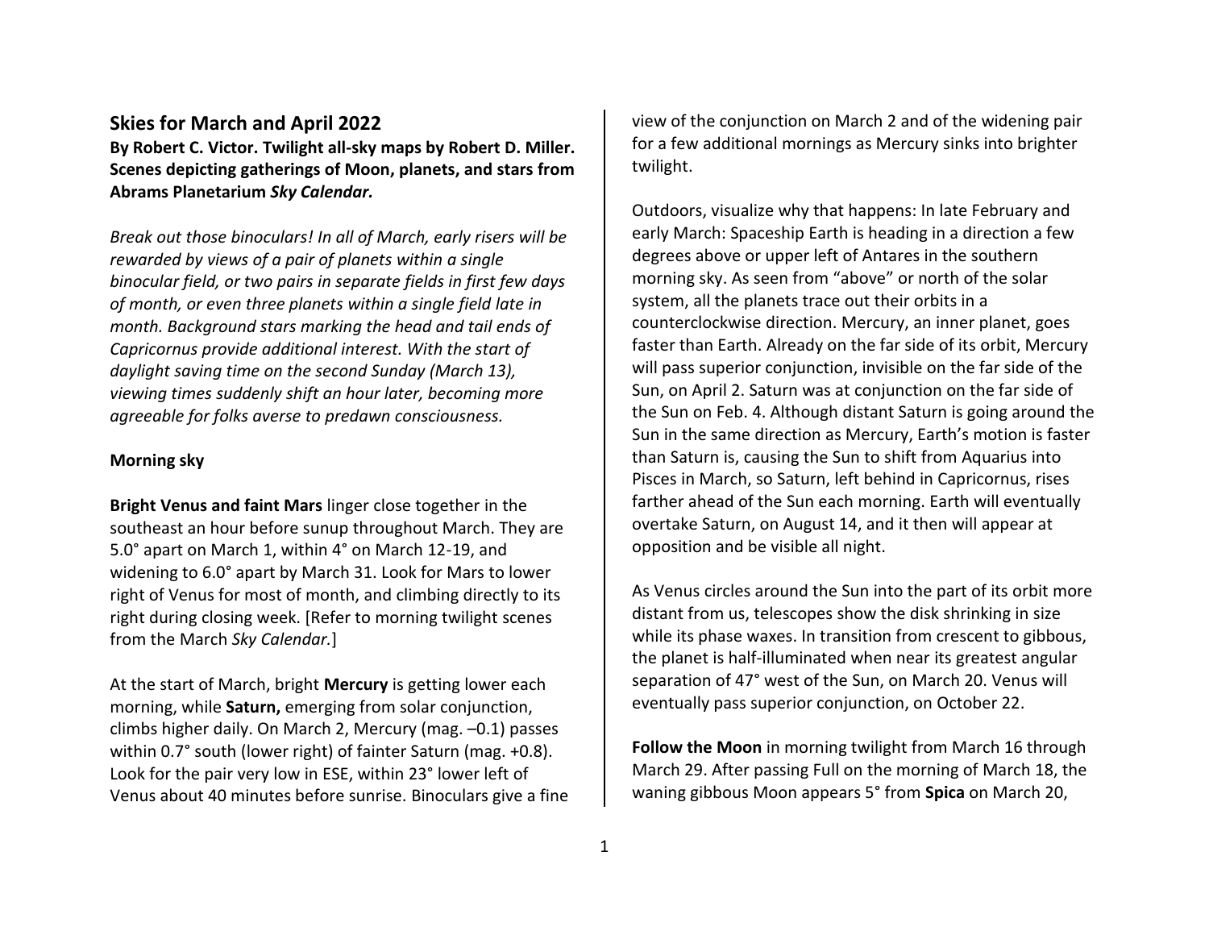## Skies for March and April 2022

**By Robert C. Victor. Twilight all-sky maps by Robert D. Miller. Scenes depicting gatherings of Moon, planets, and stars from Abrams Planetarium *Sky Calendar.***

*Break out those binoculars! In all of March, early risers will be rewarded by views of a pair of planets within a single binocular field, or two pairs in separate fields in first few days of month, or even three planets within a single field late in month. Background stars marking the head and tail ends of Capricornus provide additional interest. With the start of daylight saving time on the second Sunday (March 13), viewing times suddenly shift an hour later, becoming more agreeable for folks averse to predawn consciousness.*

### Morning sky

**Bright Venus and faint Mars** linger close together in the southeast an hour before sunup throughout March. They are 5.0° apart on March 1, within 4° on March 12-19, and widening to 6.0° apart by March 31. Look for Mars to lower right of Venus for most of month, and climbing directly to its right during closing week. [Refer to morning twilight scenes from the March *Sky Calendar.*]

At the start of March, bright **Mercury** is getting lower each morning, while **Saturn,** emerging from solar conjunction, climbs higher daily. On March 2, Mercury (mag. –0.1) passes within 0.7° south (lower right) of fainter Saturn (mag. +0.8). Look for the pair very low in ESE, within 23° lower left of Venus about 40 minutes before sunrise. Binoculars give a fine view of the conjunction on March 2 and of the widening pair for a few additional mornings as Mercury sinks into brighter twilight.

Outdoors, visualize why that happens: In late February and early March: Spaceship Earth is heading in a direction a few degrees above or upper left of Antares in the southern morning sky. As seen from "above" or north of the solar system, all the planets trace out their orbits in a counterclockwise direction. Mercury, an inner planet, goes faster than Earth. Already on the far side of its orbit, Mercury will pass superior conjunction, invisible on the far side of the Sun, on April 2. Saturn was at conjunction on the far side of the Sun on Feb. 4. Although distant Saturn is going around the Sun in the same direction as Mercury, Earth's motion is faster than Saturn is, causing the Sun to shift from Aquarius into Pisces in March, so Saturn, left behind in Capricornus, rises farther ahead of the Sun each morning. Earth will eventually overtake Saturn, on August 14, and it then will appear at opposition and be visible all night.

As Venus circles around the Sun into the part of its orbit more distant from us, telescopes show the disk shrinking in size while its phase waxes. In transition from crescent to gibbous, the planet is half-illuminated when near its greatest angular separation of 47° west of the Sun, on March 20. Venus will eventually pass superior conjunction, on October 22.

**Follow the Moon** in morning twilight from March 16 through March 29. After passing Full on the morning of March 18, the waning gibbous Moon appears 5° from **Spica** on March 20,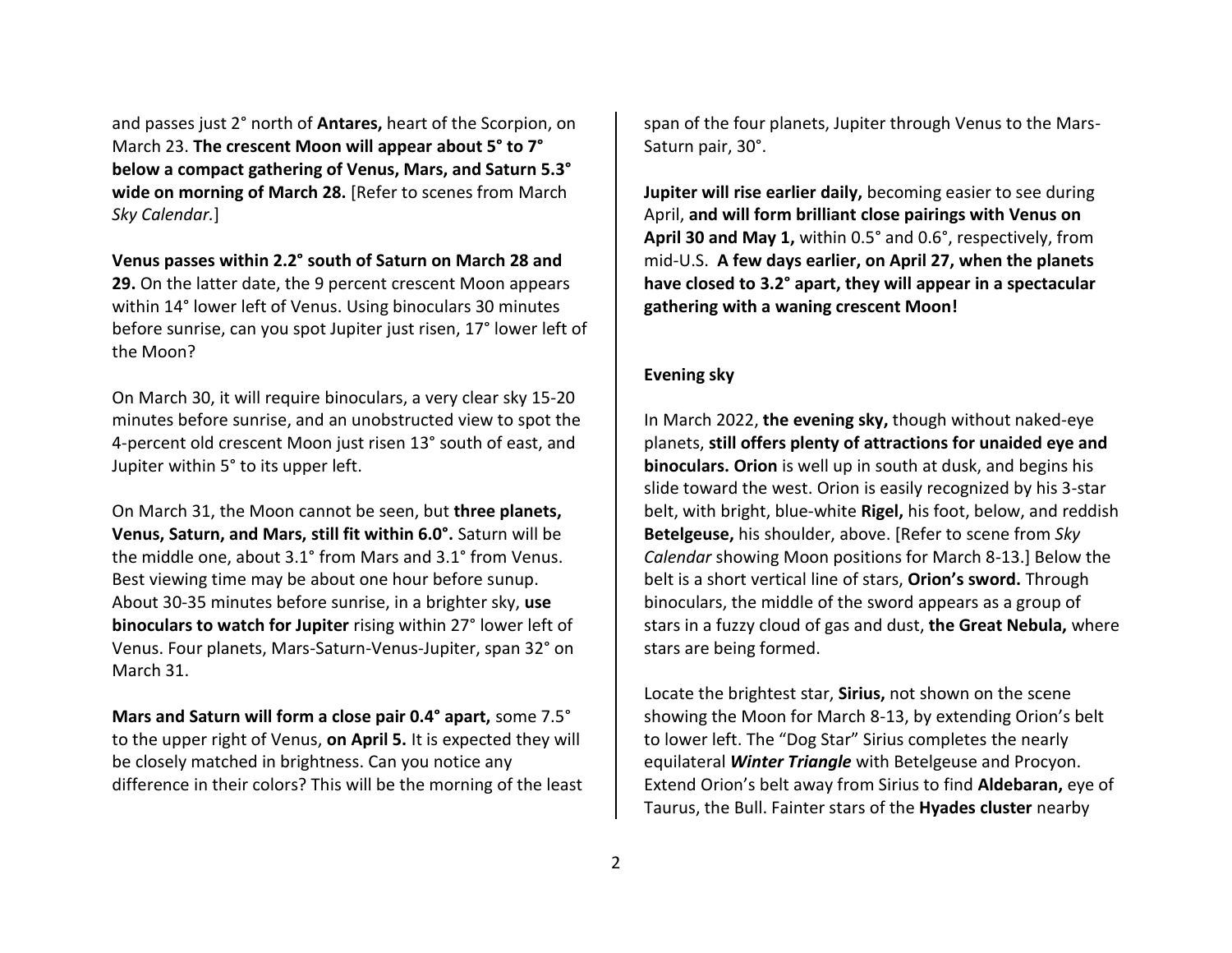and passes just 2° north of **Antares,** heart of the Scorpion, on March 23. **The crescent Moon will appear about 5° to 7° below a compact gathering of Venus, Mars, and Saturn 5.3° wide on morning of March 28.** [Refer to scenes from March *Sky Calendar.*]

**Venus passes within 2.2° south of Saturn on March 28 and 29.** On the latter date, the 9 percent crescent Moon appears within 14° lower left of Venus. Using binoculars 30 minutes before sunrise, can you spot Jupiter just risen, 17° lower left of the Moon?

On March 30, it will require binoculars, a very clear sky 15-20 minutes before sunrise, and an unobstructed view to spot the 4-percent old crescent Moon just risen 13° south of east, and Jupiter within 5° to its upper left.

On March 31, the Moon cannot be seen, but **three planets, Venus, Saturn, and Mars, still fit within 6.0°.** Saturn will be the middle one, about 3.1° from Mars and 3.1° from Venus. Best viewing time may be about one hour before sunup. About 30-35 minutes before sunrise, in a brighter sky, **use binoculars to watch for Jupiter** rising within 27° lower left of Venus. Four planets, Mars-Saturn-Venus-Jupiter, span 32° on March 31.

**Mars and Saturn will form a close pair 0.4° apart,** some 7.5° to the upper right of Venus, **on April 5.** It is expected they will be closely matched in brightness. Can you notice any difference in their colors? This will be the morning of the least span of the four planets, Jupiter through Venus to the Mars-Saturn pair, 30°.

**Jupiter will rise earlier daily,** becoming easier to see during April, **and will form brilliant close pairings with Venus on April 30 and May 1,** within 0.5° and 0.6°, respectively, from mid-U.S. **A few days earlier, on April 27, when the planets have closed to 3.2° apart, they will appear in a spectacular gathering with a waning crescent Moon!**

**Evening sky**

In March 2022, **the evening sky,** though without naked-eye planets, **still offers plenty of attractions for unaided eye and binoculars. Orion** is well up in south at dusk, and begins his slide toward the west. Orion is easily recognized by his 3-star belt, with bright, blue-white **Rigel,** his foot, below, and reddish **Betelgeuse,** his shoulder, above. [Refer to scene from *Sky Calendar* showing Moon positions for March 8-13.] Below the belt is a short vertical line of stars, **Orion's sword.** Through binoculars, the middle of the sword appears as a group of stars in a fuzzy cloud of gas and dust, **the Great Nebula,** where stars are being formed.

Locate the brightest star, **Sirius,** not shown on the scene showing the Moon for March 8-13, by extending Orion's belt to lower left. The "Dog Star" Sirius completes the nearly equilateral ***Winter Triangle*** with Betelgeuse and Procyon. Extend Orion's belt away from Sirius to find **Aldebaran,** eye of Taurus, the Bull. Fainter stars of the **Hyades cluster** nearby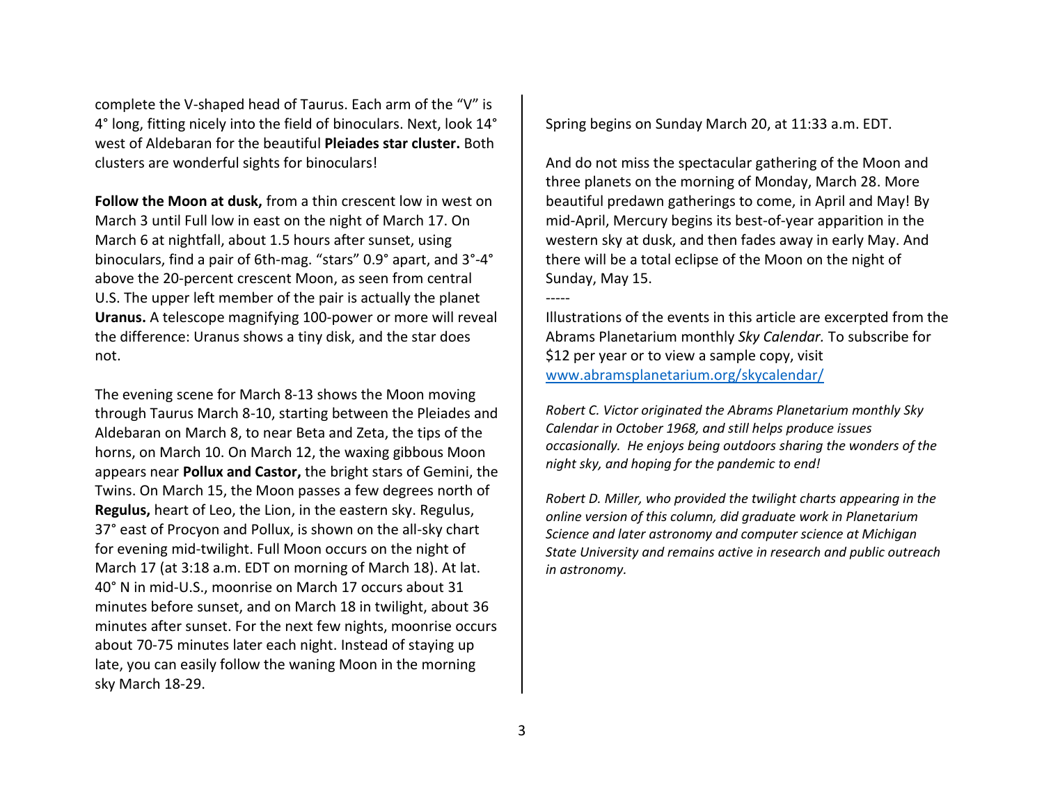complete the V-shaped head of Taurus. Each arm of the “V” is 4° long, fitting nicely into the field of binoculars. Next, look 14° west of Aldebaran for the beautiful **Pleiades star cluster.** Both clusters are wonderful sights for binoculars!

**Follow the Moon at dusk,** from a thin crescent low in west on March 3 until Full low in east on the night of March 17. On March 6 at nightfall, about 1.5 hours after sunset, using binoculars, find a pair of 6th-mag. “stars” 0.9° apart, and 3°-4° above the 20-percent crescent Moon, as seen from central U.S. The upper left member of the pair is actually the planet **Uranus.** A telescope magnifying 100-power or more will reveal the difference: Uranus shows a tiny disk, and the star does not.

The evening scene for March 8-13 shows the Moon moving through Taurus March 8-10, starting between the Pleiades and Aldebaran on March 8, to near Beta and Zeta, the tips of the horns, on March 10. On March 12, the waxing gibbous Moon appears near **Pollux and Castor,** the bright stars of Gemini, the Twins. On March 15, the Moon passes a few degrees north of **Regulus,** heart of Leo, the Lion, in the eastern sky. Regulus, 37° east of Procyon and Pollux, is shown on the all-sky chart for evening mid-twilight. Full Moon occurs on the night of March 17 (at 3:18 a.m. EDT on morning of March 18). At lat. 40° N in mid-U.S., moonrise on March 17 occurs about 31 minutes before sunset, and on March 18 in twilight, about 36 minutes after sunset. For the next few nights, moonrise occurs about 70-75 minutes later each night. Instead of staying up late, you can easily follow the waning Moon in the morning sky March 18-29.

Spring begins on Sunday March 20, at 11:33 a.m. EDT.

And do not miss the spectacular gathering of the Moon and three planets on the morning of Monday, March 28. More beautiful predawn gatherings to come, in April and May! By mid-April, Mercury begins its best-of-year apparition in the western sky at dusk, and then fades away in early May. And there will be a total eclipse of the Moon on the night of Sunday, May 15.

-----

Illustrations of the events in this article are excerpted from the Abrams Planetarium monthly *Sky Calendar.* To subscribe for $12 per year or to view a sample copy, visit [www.abramsplanetarium.org/skycalendar/](http://www.abramsplanetarium.org/skycalendar/)

*Robert C. Victor originated the Abrams Planetarium monthly Sky Calendar in October 1968, and still helps produce issues occasionally. He enjoys being outdoors sharing the wonders of the night sky, and hoping for the pandemic to end!*

*Robert D. Miller, who provided the twilight charts appearing in the online version of this column, did graduate work in Planetarium Science and later astronomy and computer science at Michigan State University and remains active in research and public outreach in astronomy.*